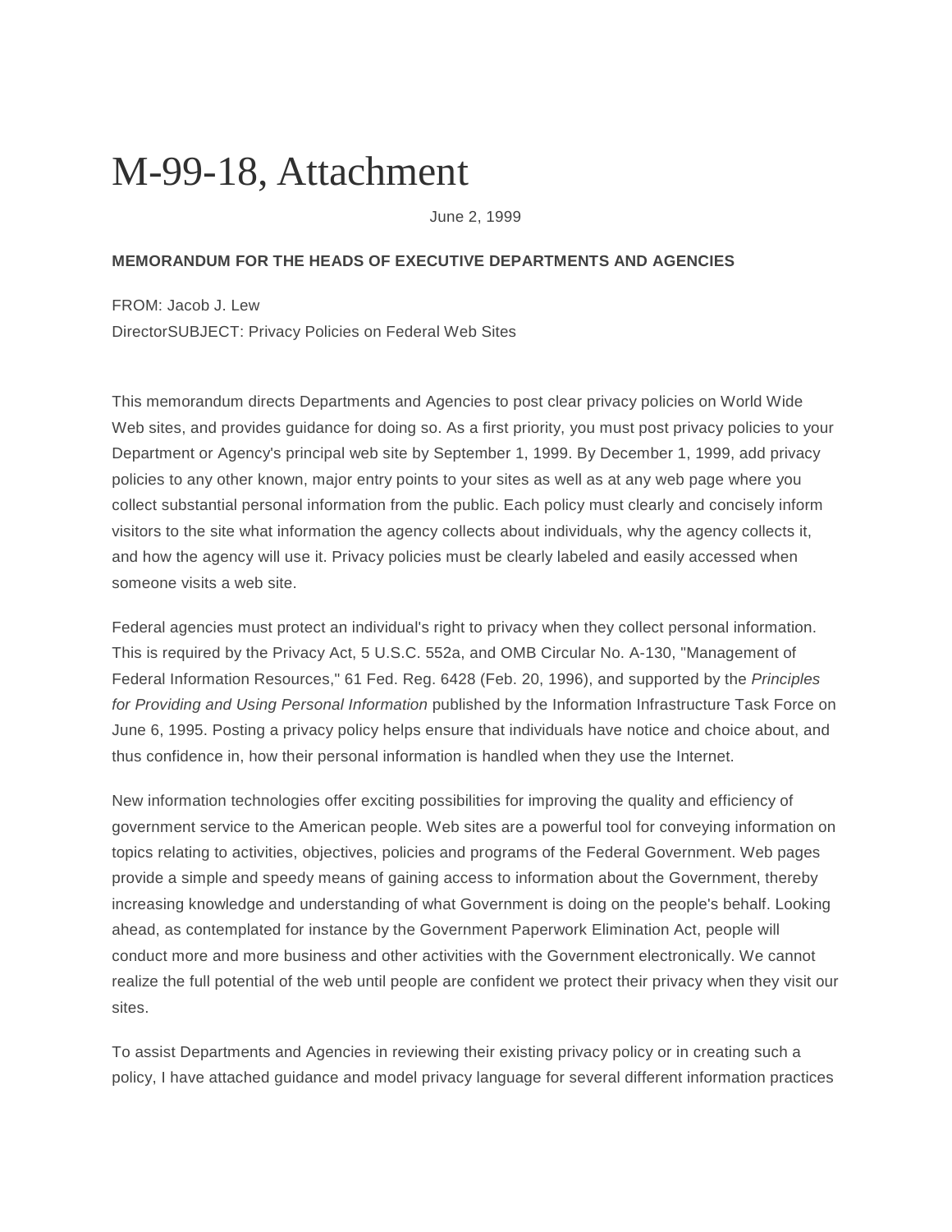# M-99-18, Attachment

June 2, 1999

**MEMORANDUM FOR THE HEADS OF EXECUTIVE DEPARTMENTS AND AGENCIES**

FROM: Jacob J. Lew
DirectorSUBJECT: Privacy Policies on Federal Web Sites

This memorandum directs Departments and Agencies to post clear privacy policies on World Wide Web sites, and provides guidance for doing so. As a first priority, you must post privacy policies to your Department or Agency's principal web site by September 1, 1999. By December 1, 1999, add privacy policies to any other known, major entry points to your sites as well as at any web page where you collect substantial personal information from the public. Each policy must clearly and concisely inform visitors to the site what information the agency collects about individuals, why the agency collects it, and how the agency will use it. Privacy policies must be clearly labeled and easily accessed when someone visits a web site.

Federal agencies must protect an individual's right to privacy when they collect personal information. This is required by the Privacy Act, 5 U.S.C. 552a, and OMB Circular No. A-130, "Management of Federal Information Resources," 61 Fed. Reg. 6428 (Feb. 20, 1996), and supported by the *Principles for Providing and Using Personal Information* published by the Information Infrastructure Task Force on June 6, 1995. Posting a privacy policy helps ensure that individuals have notice and choice about, and thus confidence in, how their personal information is handled when they use the Internet.

New information technologies offer exciting possibilities for improving the quality and efficiency of government service to the American people. Web sites are a powerful tool for conveying information on topics relating to activities, objectives, policies and programs of the Federal Government. Web pages provide a simple and speedy means of gaining access to information about the Government, thereby increasing knowledge and understanding of what Government is doing on the people's behalf. Looking ahead, as contemplated for instance by the Government Paperwork Elimination Act, people will conduct more and more business and other activities with the Government electronically. We cannot realize the full potential of the web until people are confident we protect their privacy when they visit our sites.

To assist Departments and Agencies in reviewing their existing privacy policy or in creating such a policy, I have attached guidance and model privacy language for several different information practices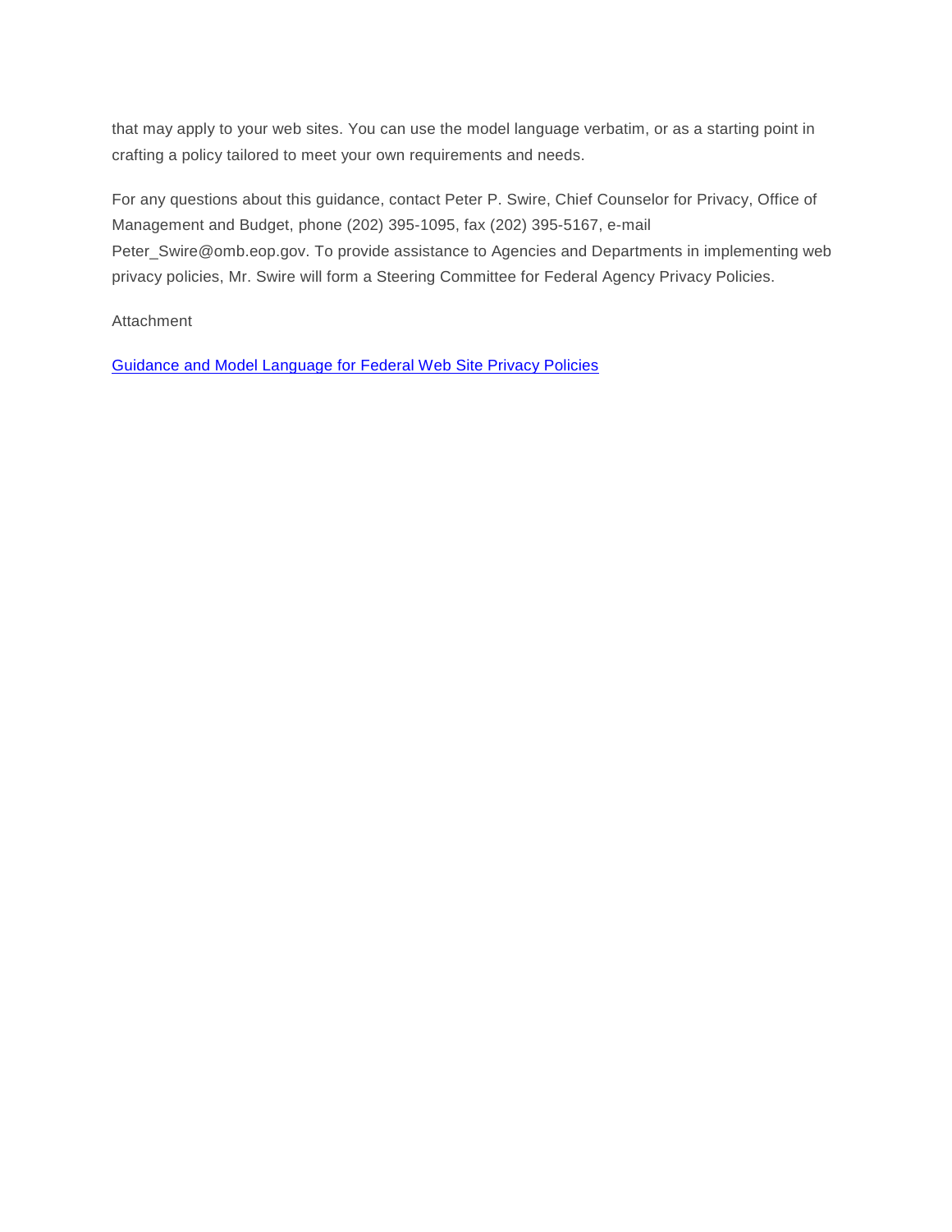that may apply to your web sites. You can use the model language verbatim, or as a starting point in crafting a policy tailored to meet your own requirements and needs.

For any questions about this guidance, contact Peter P. Swire, Chief Counselor for Privacy, Office of Management and Budget, phone (202) 395-1095, fax (202) 395-5167, e-mail Peter_Swire@omb.eop.gov. To provide assistance to Agencies and Departments in implementing web privacy policies, Mr. Swire will form a Steering Committee for Federal Agency Privacy Policies.

Attachment

Guidance and Model Language for Federal Web Site Privacy Policies